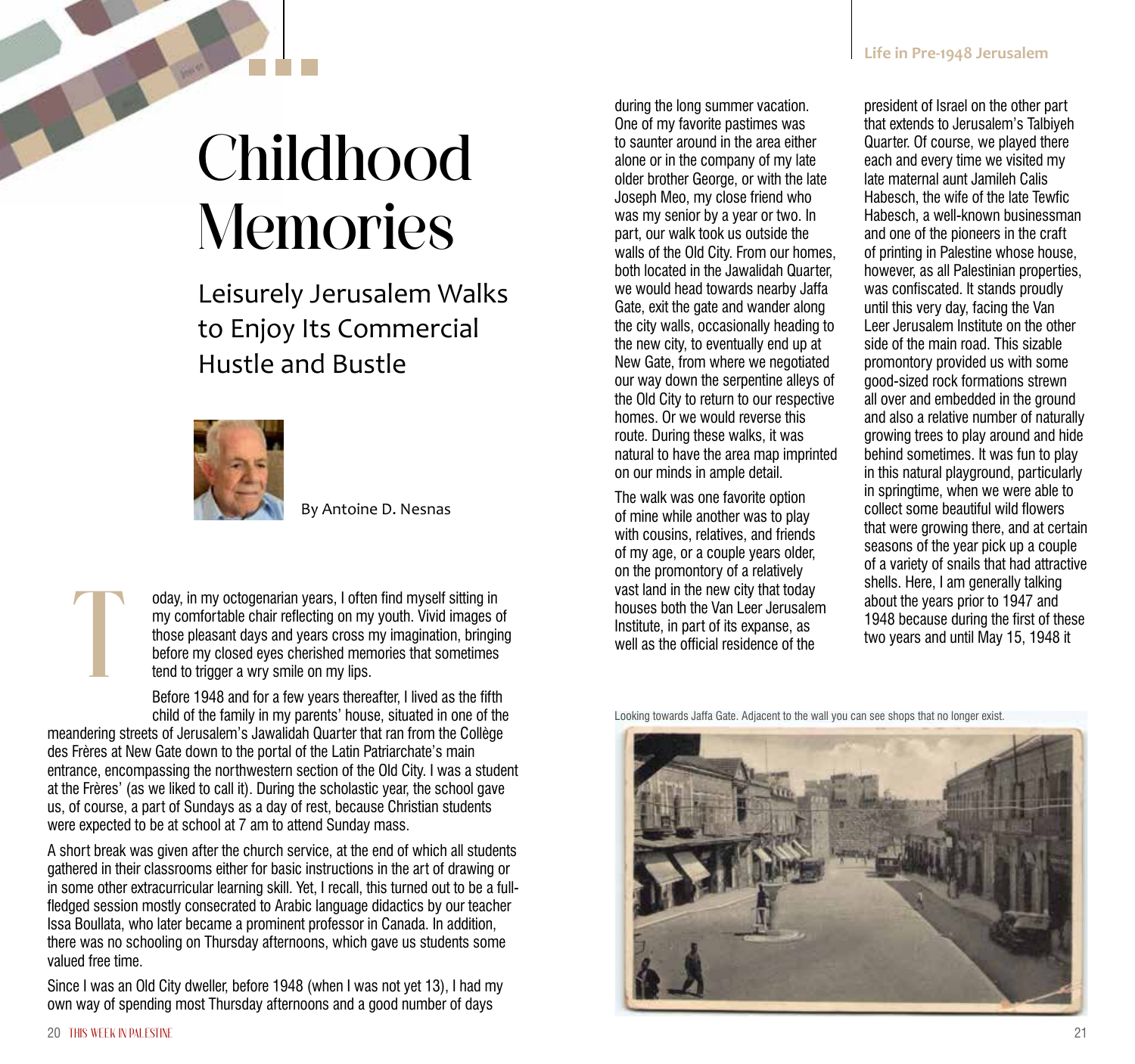# Childhood Memories

## Leisurely Jerusalem Walks to Enjoy Its Commercial Hustle and Bustle

By Antoine D. Nesnas

Today, in my octogenarian years, I often find myself sitting in my comfortable chair reflecting on my youth. Vivid images of those pleasant days and years cross my imagination, bringing before my closed eyes cherished memories that sometimes tend to trigger a wry smile on my lips.

Before 1948 and for a few years thereafter, I lived as the fifth child of the family in my parents' house, situated in one of the meandering streets of Jerusalem's Jawalidah Quarter that ran from the Collège des Frères at New Gate down to the portal of the Latin Patriarchate's main entrance, encompassing the northwestern section of the Old City. I was a student at the Frères' (as we liked to call it). During the scholastic year, the school gave us, of course, a part of Sundays as a day of rest, because Christian students were expected to be at school at 7 am to attend Sunday mass.

A short break was given after the church service, at the end of which all students gathered in their classrooms either for basic instructions in the art of drawing or in some other extracurricular learning skill. Yet, I recall, this turned out to be a full-fledged session mostly consecrated to Arabic language didactics by our teacher Issa Boullata, who later became a prominent professor in Canada. In addition, there was no schooling on Thursday afternoons, which gave us students some valued free time.

Since I was an Old City dweller, before 1948 (when I was not yet 13), I had my own way of spending most Thursday afternoons and a good number of days during the long summer vacation. One of my favorite pastimes was to saunter around in the area either alone or in the company of my late older brother George, or with the late Joseph Meo, my close friend who was my senior by a year or two. In part, our walk took us outside the walls of the Old City. From our homes, both located in the Jawalidah Quarter, we would head towards nearby Jaffa Gate, exit the gate and wander along the city walls, occasionally heading to the new city, to eventually end up at New Gate, from where we negotiated our way down the serpentine alleys of the Old City to return to our respective homes. Or we would reverse this route. During these walks, it was natural to have the area map imprinted on our minds in ample detail.

The walk was one favorite option of mine while another was to play with cousins, relatives, and friends of my age, or a couple years older, on the promontory of a relatively vast land in the new city that today houses both the Van Leer Jerusalem Institute, in part of its expanse, as well as the official residence of the president of Israel on the other part that extends to Jerusalem's Talbiyeh Quarter. Of course, we played there each and every time we visited my late maternal aunt Jamileh Calis Habesch, the wife of the late Tewfic Habesch, a well-known businessman and one of the pioneers in the craft of printing in Palestine whose house, however, as all Palestinian properties, was confiscated. It stands proudly until this very day, facing the Van Leer Jerusalem Institute on the other side of the main road. This sizable promontory provided us with some good-sized rock formations strewn all over and embedded in the ground and also a relative number of naturally growing trees to play around and hide behind sometimes. It was fun to play in this natural playground, particularly in springtime, when we were able to collect some beautiful wild flowers that were growing there, and at certain seasons of the year pick up a couple of a variety of snails that had attractive shells. Here, I am generally talking about the years prior to 1947 and 1948 because during the first of these two years and until May 15, 1948 it

Looking towards Jaffa Gate. Adjacent to the wall you can see shops that no longer exist.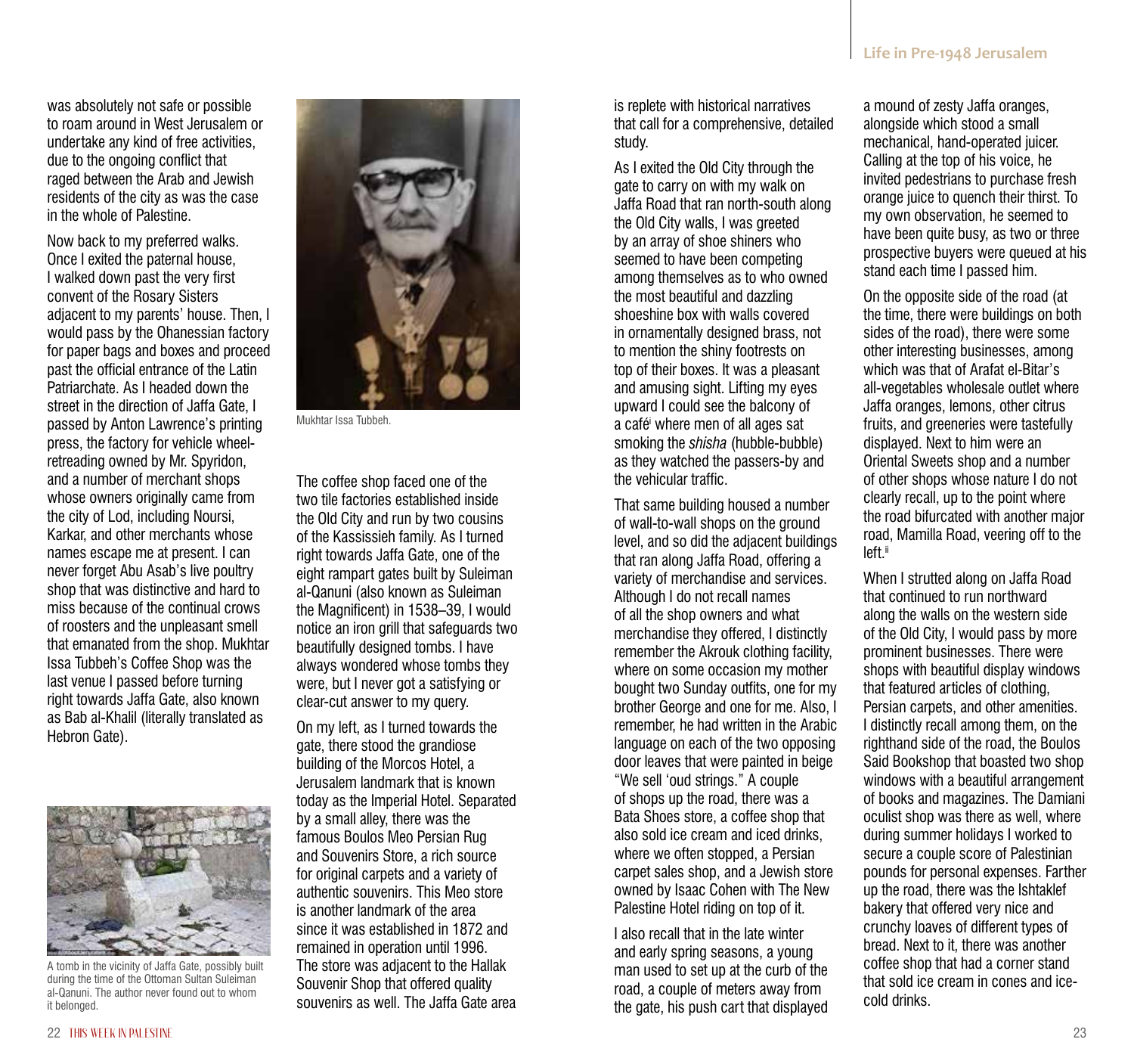was absolutely not safe or possible to roam around in West Jerusalem or undertake any kind of free activities, due to the ongoing conflict that raged between the Arab and Jewish residents of the city as was the case in the whole of Palestine.

Now back to my preferred walks. Once I exited the paternal house, I walked down past the very first convent of the Rosary Sisters adjacent to my parents' house. Then, I would pass by the Ohanessian factory for paper bags and boxes and proceed past the official entrance of the Latin Patriarchate. As I headed down the street in the direction of Jaffa Gate, I passed by Anton Lawrence's printing press, the factory for vehicle wheel-retreading owned by Mr. Spyridon, and a number of merchant shops whose owners originally came from the city of Lod, including Noursi, Karkar, and other merchants whose names escape me at present. I can never forget Abu Asab's live poultry shop that was distinctive and hard to miss because of the continual crows of roosters and the unpleasant smell that emanated from the shop. Mukhtar Issa Tubbeh's Coffee Shop was the last venue I passed before turning right towards Jaffa Gate, also known as Bab al-Khalil (literally translated as Hebron Gate).

A tomb in the vicinity of Jaffa Gate, possibly built during the time of the Ottoman Sultan Suleiman al-Qanuni. The author never found out to whom it belonged.

Mukhtar Issa Tubbeh.

The coffee shop faced one of the two tile factories established inside the Old City and run by two cousins of the Kassissieh family. As I turned right towards Jaffa Gate, one of the eight rampart gates built by Suleiman al-Qanuni (also known as Suleiman the Magnificent) in 1538–39, I would notice an iron grill that safeguards two beautifully designed tombs. I have always wondered whose tombs they were, but I never got a satisfying or clear-cut answer to my query.

On my left, as I turned towards the gate, there stood the grandiose building of the Morcos Hotel, a Jerusalem landmark that is known today as the Imperial Hotel. Separated by a small alley, there was the famous Boulos Meo Persian Rug and Souvenirs Store, a rich source for original carpets and a variety of authentic souvenirs. This Meo store is another landmark of the area since it was established in 1872 and remained in operation until 1996. The store was adjacent to the Hallak Souvenir Shop that offered quality souvenirs as well. The Jaffa Gate area is replete with historical narratives that call for a comprehensive, detailed study.

As I exited the Old City through the gate to carry on with my walk on Jaffa Road that ran north-south along the Old City walls, I was greeted by an array of shoe shiners who seemed to have been competing among themselves as to who owned the most beautiful and dazzling shoeshine box with walls covered in ornamentally designed brass, not to mention the shiny footrests on top of their boxes. It was a pleasant and amusing sight. Lifting my eyes upward I could see the balcony of a café[i] where men of all ages sat smoking the *shisha* (hubble-bubble) as they watched the passers-by and the vehicular traffic.

That same building housed a number of wall-to-wall shops on the ground level, and so did the adjacent buildings that ran along Jaffa Road, offering a variety of merchandise and services. Although I do not recall names of all the shop owners and what merchandise they offered, I distinctly remember the Akrouk clothing facility, where on some occasion my mother bought two Sunday outfits, one for my brother George and one for me. Also, I remember, he had written in the Arabic language on each of the two opposing door leaves that were painted in beige "We sell 'oud strings." A couple of shops up the road, there was a Bata Shoes store, a coffee shop that also sold ice cream and iced drinks, where we often stopped, a Persian carpet sales shop, and a Jewish store owned by Isaac Cohen with The New Palestine Hotel riding on top of it.

I also recall that in the late winter and early spring seasons, a young man used to set up at the curb of the road, a couple of meters away from the gate, his push cart that displayed a mound of zesty Jaffa oranges, alongside which stood a small mechanical, hand-operated juicer. Calling at the top of his voice, he invited pedestrians to purchase fresh orange juice to quench their thirst. To my own observation, he seemed to have been quite busy, as two or three prospective buyers were queued at his stand each time I passed him.

On the opposite side of the road (at the time, there were buildings on both sides of the road), there were some other interesting businesses, among which was that of Arafat el-Bitar's all-vegetables wholesale outlet where Jaffa oranges, lemons, other citrus fruits, and greeneries were tastefully displayed. Next to him were an Oriental Sweets shop and a number of other shops whose nature I do not clearly recall, up to the point where the road bifurcated with another major road, Mamilla Road, veering off to the left.[ii]

When I strutted along on Jaffa Road that continued to run northward along the walls on the western side of the Old City, I would pass by more prominent businesses. There were shops with beautiful display windows that featured articles of clothing, Persian carpets, and other amenities. I distinctly recall among them, on the righthand side of the road, the Boulos Said Bookshop that boasted two shop windows with a beautiful arrangement of books and magazines. The Damiani oculist shop was there as well, where during summer holidays I worked to secure a couple score of Palestinian pounds for personal expenses. Farther up the road, there was the Ishtaklef bakery that offered very nice and crunchy loaves of different types of bread. Next to it, there was another coffee shop that had a corner stand that sold ice cream in cones and ice-cold drinks.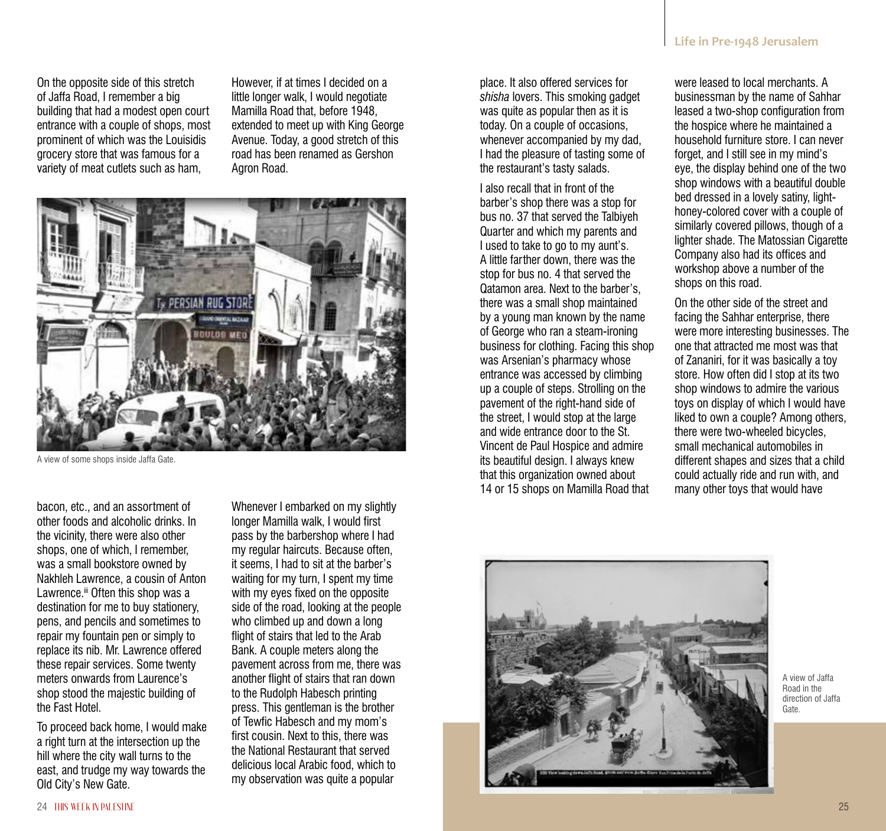On the opposite side of this stretch of Jaffa Road, I remember a big building that had a modest open court entrance with a couple of shops, most prominent of which was the Louisidis grocery store that was famous for a variety of meat cutlets such as ham, bacon, etc., and an assortment of other foods and alcoholic drinks. In the vicinity, there were also other shops, one of which, I remember, was a small bookstore owned by Nakhleh Lawrence, a cousin of Anton Lawrence.[iii] Often this shop was a destination for me to buy stationery, pens, and pencils and sometimes to repair my fountain pen or simply to replace its nib. Mr. Lawrence offered these repair services. Some twenty meters onwards from Laurence's shop stood the majestic building of the Fast Hotel.

To proceed back home, I would make a right turn at the intersection up the hill where the city wall turns to the east, and trudge my way towards the Old City's New Gate.

However, if at times I decided on a little longer walk, I would negotiate Mamilla Road that, before 1948, extended to meet up with King George Avenue. Today, a good stretch of this road has been renamed as Gershon Agron Road.

A view of some shops inside Jaffa Gate.

Whenever I embarked on my slightly longer Mamilla walk, I would first pass by the barbershop where I had my regular haircuts. Because often, it seems, I had to sit at the barber's waiting for my turn, I spent my time with my eyes fixed on the opposite side of the road, looking at the people who climbed up and down a long flight of stairs that led to the Arab Bank. A couple meters along the pavement across from me, there was another flight of stairs that ran down to the Rudolph Habesch printing press. This gentleman is the brother of Tewfic Habesch and my mom's first cousin. Next to this, there was the National Restaurant that served delicious local Arabic food, which to my observation was quite a popular place. It also offered services for *shisha* lovers. This smoking gadget was quite as popular then as it is today. On a couple of occasions, whenever accompanied by my dad, I had the pleasure of tasting some of the restaurant's tasty salads.

I also recall that in front of the barber's shop there was a stop for bus no. 37 that served the Talbiyeh Quarter and which my parents and I used to take to go to my aunt's. A little farther down, there was the stop for bus no. 4 that served the Qatamon area. Next to the barber's, there was a small shop maintained by a young man known by the name of George who ran a steam-ironing business for clothing. Facing this shop was Arsenian's pharmacy whose entrance was accessed by climbing up a couple of steps. Strolling on the pavement of the right-hand side of the street, I would stop at the large and wide entrance door to the St. Vincent de Paul Hospice and admire its beautiful design. I always knew that this organization owned about 14 or 15 shops on Mamilla Road that were leased to local merchants. A businessman by the name of Sahhar leased a two-shop configuration from the hospice where he maintained a household furniture store. I can never forget, and I still see in my mind's eye, the display behind one of the two shop windows with a beautiful double bed dressed in a lovely satiny, light-honey-colored cover with a couple of similarly covered pillows, though of a lighter shade. The Matossian Cigarette Company also had its offices and workshop above a number of the shops on this road.

On the other side of the street and facing the Sahhar enterprise, there were more interesting businesses. The one that attracted me most was that of Zananiri, for it was basically a toy store. How often did I stop at its two shop windows to admire the various toys on display of which I would have liked to own a couple? Among others, there were two-wheeled bicycles, small mechanical automobiles in different shapes and sizes that a child could actually ride and run with, and many other toys that would have

A view of Jaffa Road in the direction of Jaffa Gate.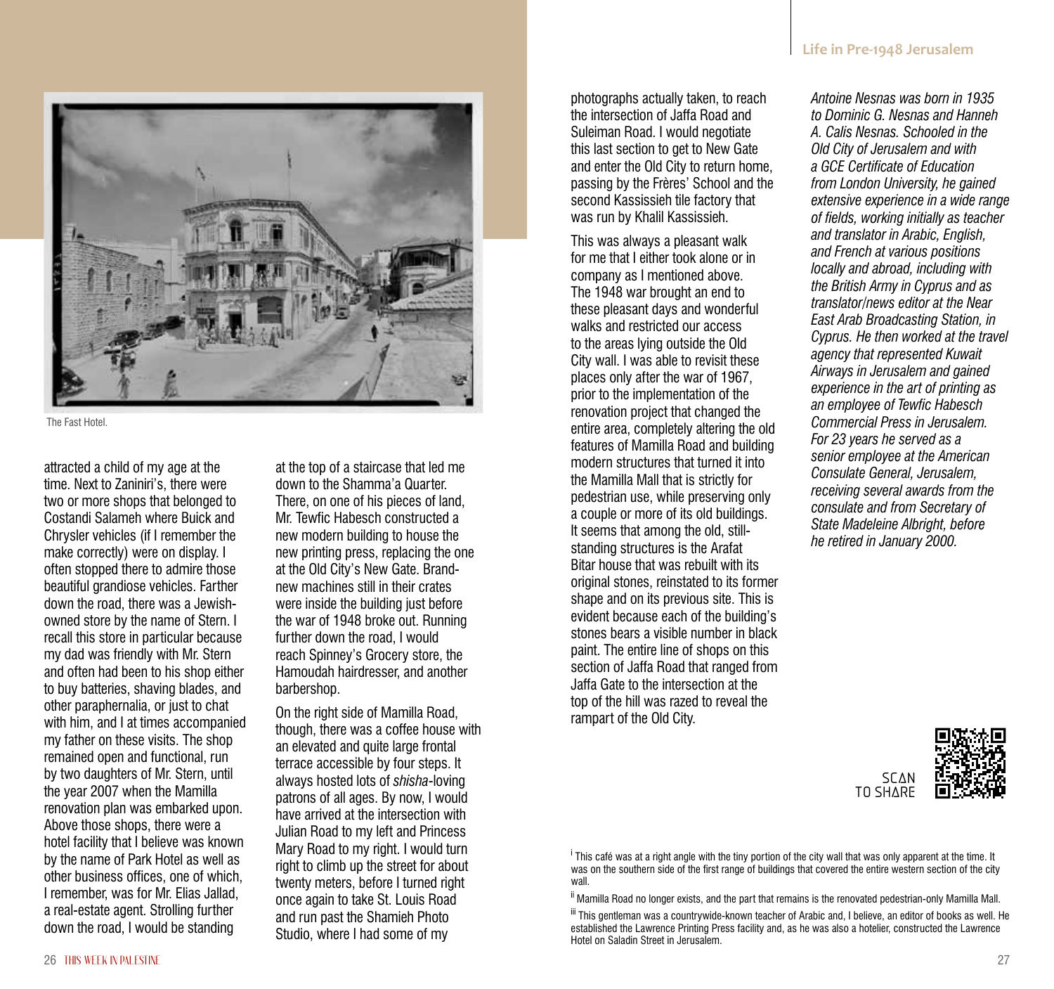The Fast Hotel.

attracted a child of my age at the time. Next to Zaniniri's, there were two or more shops that belonged to Costandi Salameh where Buick and Chrysler vehicles (if I remember the make correctly) were on display. I often stopped there to admire those beautiful grandiose vehicles. Farther down the road, there was a Jewish-owned store by the name of Stern. I recall this store in particular because my dad was friendly with Mr. Stern and often had been to his shop either to buy batteries, shaving blades, and other paraphernalia, or just to chat with him, and I at times accompanied my father on these visits. The shop remained open and functional, run by two daughters of Mr. Stern, until the year 2007 when the Mamilla renovation plan was embarked upon. Above those shops, there were a hotel facility that I believe was known by the name of Park Hotel as well as other business offices, one of which, I remember, was for Mr. Elias Jallad, a real-estate agent. Strolling further down the road, I would be standing at the top of a staircase that led me down to the Shamma'a Quarter. There, on one of his pieces of land, Mr. Tewfic Habesch constructed a new modern building to house the new printing press, replacing the one at the Old City's New Gate. Brand-new machines still in their crates were inside the building just before the war of 1948 broke out. Running further down the road, I would reach Spinney's Grocery store, the Hamoudah hairdresser, and another barbershop.

On the right side of Mamilla Road, though, there was a coffee house with an elevated and quite large frontal terrace accessible by four steps. It always hosted lots of *shisha*-loving patrons of all ages. By now, I would have arrived at the intersection with Julian Road to my left and Princess Mary Road to my right. I would turn right to climb up the street for about twenty meters, before I turned right once again to take St. Louis Road and run past the Shamieh Photo Studio, where I had some of my photographs actually taken, to reach the intersection of Jaffa Road and Suleiman Road. I would negotiate this last section to get to New Gate and enter the Old City to return home, passing by the Frères' School and the second Kassissieh tile factory that was run by Khalil Kassissieh.

This was always a pleasant walk for me that I either took alone or in company as I mentioned above. The 1948 war brought an end to these pleasant days and wonderful walks and restricted our access to the areas lying outside the Old City wall. I was able to revisit these places only after the war of 1967, prior to the implementation of the renovation project that changed the entire area, completely altering the old features of Mamilla Road and building modern structures that turned it into the Mamilla Mall that is strictly for pedestrian use, while preserving only a couple or more of its old buildings. It seems that among the old, still-standing structures is the Arafat Bitar house that was rebuilt with its original stones, reinstated to its former shape and on its previous site. This is evident because each of the building's stones bears a visible number in black paint. The entire line of shops on this section of Jaffa Road that ranged from Jaffa Gate to the intersection at the top of the hill was razed to reveal the rampart of the Old City.

*Antoine Nesnas was born in 1935 to Dominic G. Nesnas and Hanneh A. Calis Nesnas. Schooled in the Old City of Jerusalem and with a GCE Certificate of Education from London University, he gained extensive experience in a wide range of fields, working initially as teacher and translator in Arabic, English, and French at various positions locally and abroad, including with the British Army in Cyprus and as translator/news editor at the Near East Arab Broadcasting Station, in Cyprus. He then worked at the travel agency that represented Kuwait Airways in Jerusalem and gained experience in the art of printing as an employee of Tewfic Habesch Commercial Press in Jerusalem. For 23 years he served as a senior employee at the American Consulate General, Jerusalem, receiving several awards from the consulate and from Secretary of State Madeleine Albright, before he retired in January 2000.*

SCAN TO SHARE

[i] This café was at a right angle with the tiny portion of the city wall that was only apparent at the time. It was on the southern side of the first range of buildings that covered the entire western section of the city wall.

[ii] Mamilla Road no longer exists, and the part that remains is the renovated pedestrian-only Mamilla Mall.

[iii] This gentleman was a countrywide-known teacher of Arabic and, I believe, an editor of books as well. He established the Lawrence Printing Press facility and, as he was also a hotelier, constructed the Lawrence Hotel on Saladin Street in Jerusalem.